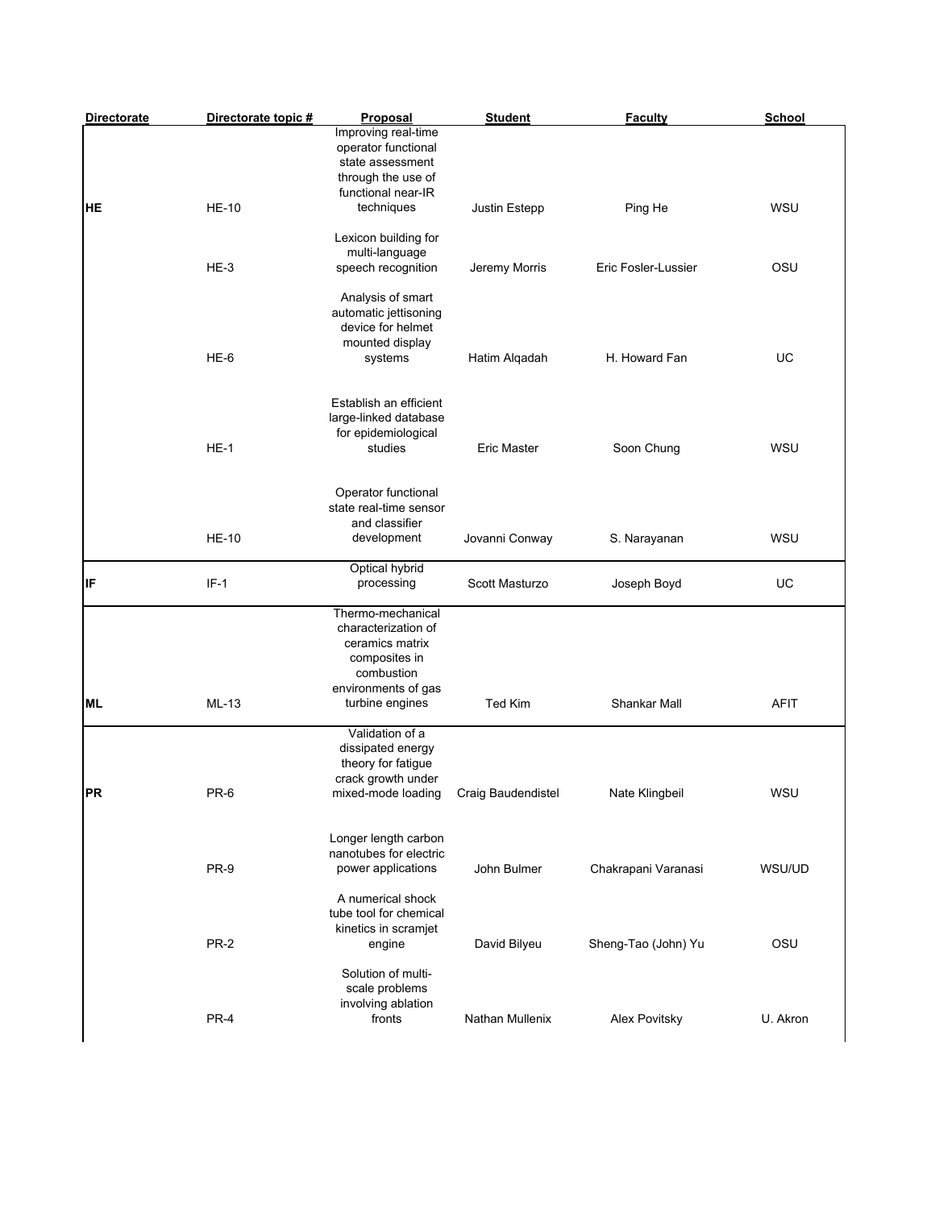| Directorate | Directorate topic # | Proposal | Student | Faculty | School |
|---|---|---|---|---|---|
| HE | HE-10 | Improving real-time operator functional state assessment through the use of functional near-IR techniques | Justin Estepp | Ping He | WSU |
| | HE-3 | Lexicon building for multi-language speech recognition | Jeremy Morris | Eric Fosler-Lussier | OSU |
| | HE-6 | Analysis of smart automatic jettisoning device for helmet mounted display systems | Hatim Alqadah | H. Howard Fan | UC |
| | HE-1 | Establish an efficient large-linked database for epidemiological studies | Eric Master | Soon Chung | WSU |
| | HE-10 | Operator functional state real-time sensor and classifier development | Jovanni Conway | S. Narayanan | WSU |
| IF | IF-1 | Optical hybrid processing | Scott Masturzo | Joseph Boyd | UC |
| ML | ML-13 | Thermo-mechanical characterization of ceramics matrix composites in combustion environments of gas turbine engines | Ted Kim | Shankar Mall | AFIT |
| PR | PR-6 | Validation of a dissipated energy theory for fatigue crack growth under mixed-mode loading | Craig Baudendistel | Nate Klingbeil | WSU |
| | PR-9 | Longer length carbon nanotubes for electric power applications | John Bulmer | Chakrapani Varanasi | WSU/UD |
| | PR-2 | A numerical shock tube tool for chemical kinetics in scramjet engine | David Bilyeu | Sheng-Tao (John) Yu | OSU |
| | PR-4 | Solution of multi-scale problems involving ablation fronts | Nathan Mullenix | Alex Povitsky | U. Akron |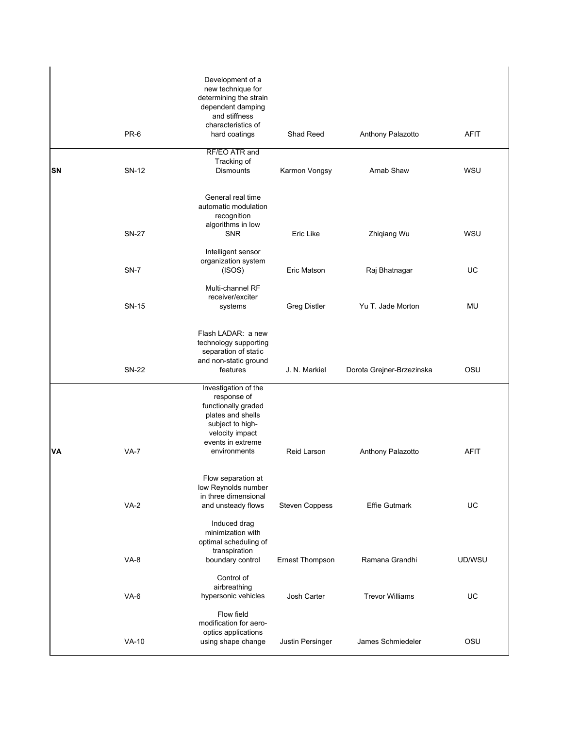| | | | | | |
|---|---|---|---|---|---|
| | PR-6 | Development of a new technique for determining the strain dependent damping and stiffness characteristics of hard coatings | Shad Reed | Anthony Palazotto | AFIT |
| **SN** | SN-12 | RF/EO ATR and Tracking of Dismounts | Karmon Vongsy | Arnab Shaw | WSU |
| | SN-27 | General real time automatic modulation recognition algorithms in low SNR | Eric Like | Zhiqiang Wu | WSU |
| | SN-7 | Intelligent sensor organization system (ISOS) | Eric Matson | Raj Bhatnagar | UC |
| | SN-15 | Multi-channel RF receiver/exciter systems | Greg Distler | Yu T. Jade Morton | MU |
| | SN-22 | Flash LADAR: a new technology supporting separation of static and non-static ground features | J. N. Markiel | Dorota Grejner-Brzezinska | OSU |
| **VA** | VA-7 | Investigation of the response of functionally graded plates and shells subject to high-velocity impact events in extreme environments | Reid Larson | Anthony Palazotto | AFIT |
| | VA-2 | Flow separation at low Reynolds number in three dimensional and unsteady flows | Steven Coppess | Effie Gutmark | UC |
| | VA-8 | Induced drag minimization with optimal scheduling of transpiration boundary control | Ernest Thompson | Ramana Grandhi | UD/WSU |
| | VA-6 | Control of airbreathing hypersonic vehicles | Josh Carter | Trevor Williams | UC |
| | VA-10 | Flow field modification for aero-optics applications using shape change | Justin Persinger | James Schmiedeler | OSU |